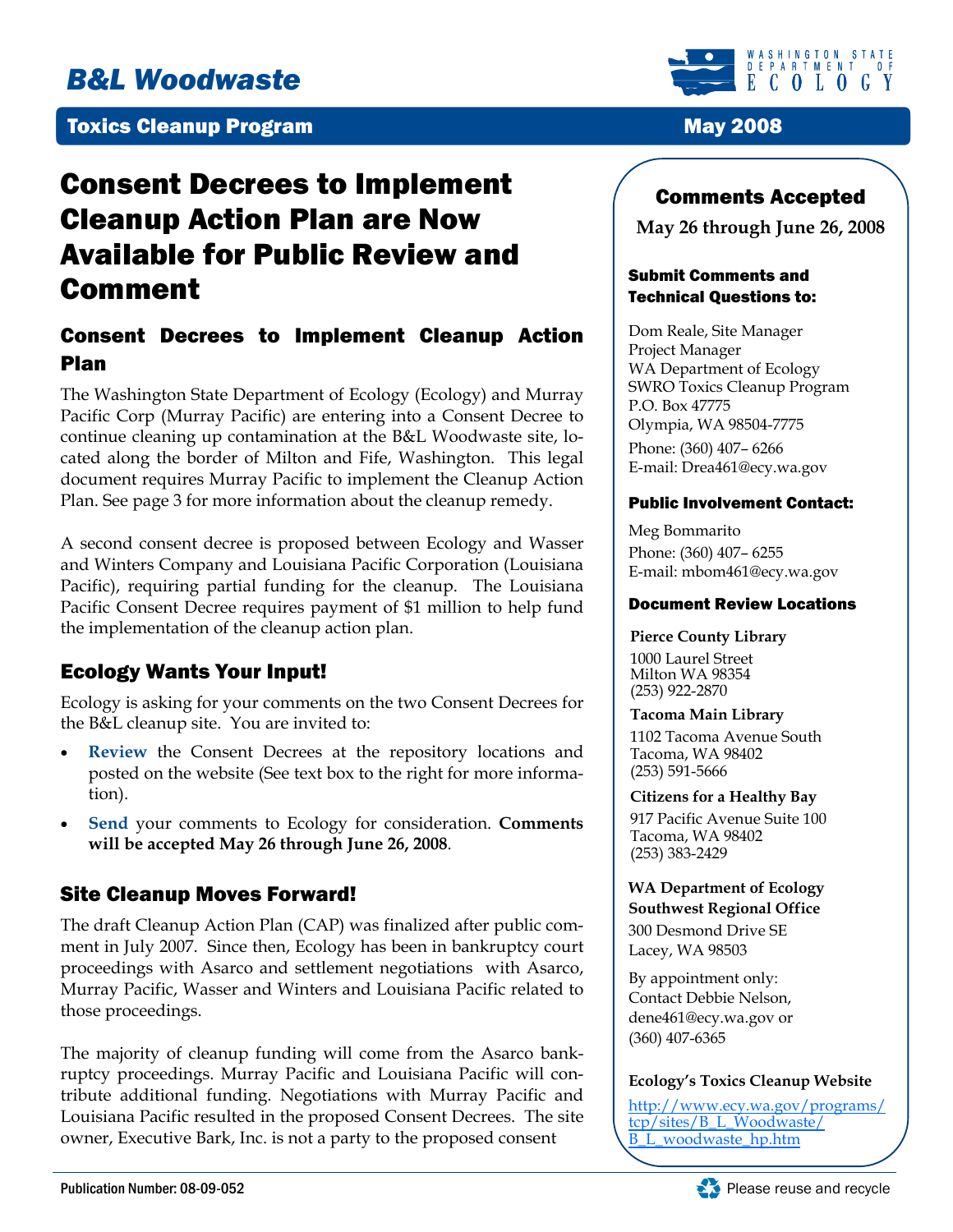# B&L Woodwaste

**Toxics Cleanup Program** — **May 2008**

# Consent Decrees to Implement Cleanup Action Plan are Now Available for Public Review and Comment

## Consent Decrees to Implement Cleanup Action Plan

The Washington State Department of Ecology (Ecology) and Murray Pacific Corp (Murray Pacific) are entering into a Consent Decree to continue cleaning up contamination at the B&L Woodwaste site, located along the border of Milton and Fife, Washington. This legal document requires Murray Pacific to implement the Cleanup Action Plan. See page 3 for more information about the cleanup remedy.

A second consent decree is proposed between Ecology and Wasser and Winters Company and Louisiana Pacific Corporation (Louisiana Pacific), requiring partial funding for the cleanup. The Louisiana Pacific Consent Decree requires payment of $1 million to help fund the implementation of the cleanup action plan.

## Ecology Wants Your Input!

Ecology is asking for your comments on the two Consent Decrees for the B&L cleanup site. You are invited to:

- **Review** the Consent Decrees at the repository locations and posted on the website (See text box to the right for more information).
- **Send** your comments to Ecology for consideration. **Comments will be accepted May 26 through June 26, 2008**.

## Site Cleanup Moves Forward!

The draft Cleanup Action Plan (CAP) was finalized after public comment in July 2007. Since then, Ecology has been in bankruptcy court proceedings with Asarco and settlement negotiations with Asarco, Murray Pacific, Wasser and Winters and Louisiana Pacific related to those proceedings.

The majority of cleanup funding will come from the Asarco bankruptcy proceedings. Murray Pacific and Louisiana Pacific will contribute additional funding. Negotiations with Murray Pacific and Louisiana Pacific resulted in the proposed Consent Decrees. The site owner, Executive Bark, Inc. is not a party to the proposed consent

---

## Comments Accepted

**May 26 through June 26, 2008**

### Submit Comments and Technical Questions to:

Dom Reale, Site Manager
Project Manager
WA Department of Ecology
SWRO Toxics Cleanup Program
P.O. Box 47775
Olympia, WA 98504-7775

Phone: (360) 407– 6266
E-mail: Drea461@ecy.wa.gov

### Public Involvement Contact:

Meg Bommarito
Phone: (360) 407– 6255
E-mail: mbom461@ecy.wa.gov

### Document Review Locations

**Pierce County Library**
1000 Laurel Street
Milton WA 98354
(253) 922-2870

**Tacoma Main Library**
1102 Tacoma Avenue South
Tacoma, WA 98402
(253) 591-5666

**Citizens for a Healthy Bay**
917 Pacific Avenue Suite 100
Tacoma, WA 98402
(253) 383-2429

**WA Department of Ecology Southwest Regional Office**
300 Desmond Drive SE
Lacey, WA 98503

By appointment only:
Contact Debbie Nelson,
dene461@ecy.wa.gov or
(360) 407-6365

**Ecology's Toxics Cleanup Website**

http://www.ecy.wa.gov/programs/tcp/sites/B_L_Woodwaste/B_L_woodwaste_hp.htm

Publication Number: 08-09-052

Please reuse and recycle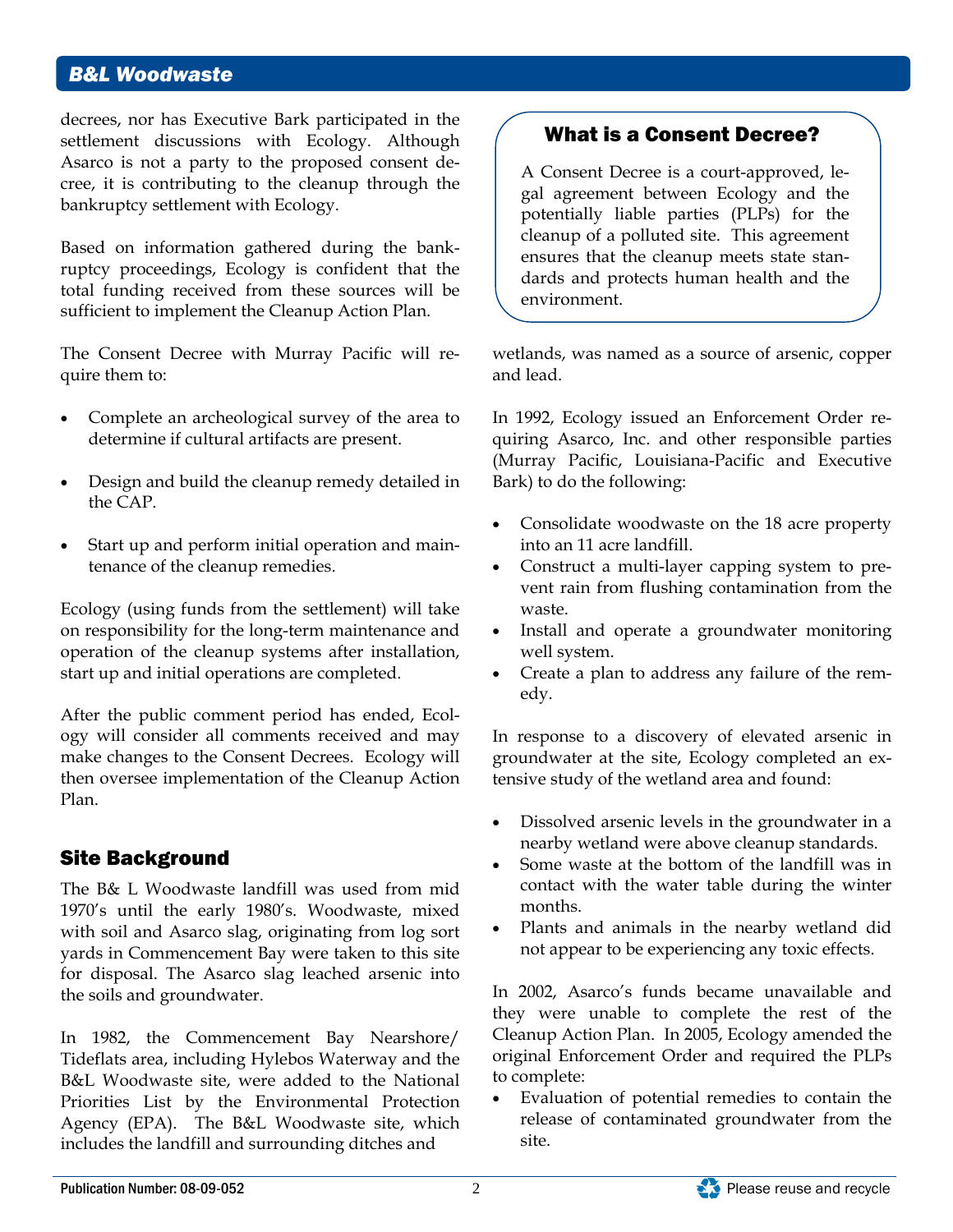decrees, nor has Executive Bark participated in the settlement discussions with Ecology. Although Asarco is not a party to the proposed consent decree, it is contributing to the cleanup through the bankruptcy settlement with Ecology.

Based on information gathered during the bankruptcy proceedings, Ecology is confident that the total funding received from these sources will be sufficient to implement the Cleanup Action Plan.

The Consent Decree with Murray Pacific will require them to:

- Complete an archeological survey of the area to determine if cultural artifacts are present.
- Design and build the cleanup remedy detailed in the CAP.
- Start up and perform initial operation and maintenance of the cleanup remedies.

Ecology (using funds from the settlement) will take on responsibility for the long-term maintenance and operation of the cleanup systems after installation, start up and initial operations are completed.

After the public comment period has ended, Ecology will consider all comments received and may make changes to the Consent Decrees. Ecology will then oversee implementation of the Cleanup Action Plan.

### What is a Consent Decree?

A Consent Decree is a court-approved, legal agreement between Ecology and the potentially liable parties (PLPs) for the cleanup of a polluted site. This agreement ensures that the cleanup meets state standards and protects human health and the environment.

## Site Background

The B& L Woodwaste landfill was used from mid 1970's until the early 1980's. Woodwaste, mixed with soil and Asarco slag, originating from log sort yards in Commencement Bay were taken to this site for disposal. The Asarco slag leached arsenic into the soils and groundwater.

In 1982, the Commencement Bay Nearshore/Tideflats area, including Hylebos Waterway and the B&L Woodwaste site, were added to the National Priorities List by the Environmental Protection Agency (EPA). The B&L Woodwaste site, which includes the landfill and surrounding ditches and wetlands, was named as a source of arsenic, copper and lead.

In 1992, Ecology issued an Enforcement Order requiring Asarco, Inc. and other responsible parties (Murray Pacific, Louisiana-Pacific and Executive Bark) to do the following:

- Consolidate woodwaste on the 18 acre property into an 11 acre landfill.
- Construct a multi-layer capping system to prevent rain from flushing contamination from the waste.
- Install and operate a groundwater monitoring well system.
- Create a plan to address any failure of the remedy.

In response to a discovery of elevated arsenic in groundwater at the site, Ecology completed an extensive study of the wetland area and found:

- Dissolved arsenic levels in the groundwater in a nearby wetland were above cleanup standards.
- Some waste at the bottom of the landfill was in contact with the water table during the winter months.
- Plants and animals in the nearby wetland did not appear to be experiencing any toxic effects.

In 2002, Asarco's funds became unavailable and they were unable to complete the rest of the Cleanup Action Plan. In 2005, Ecology amended the original Enforcement Order and required the PLPs to complete:

- Evaluation of potential remedies to contain the release of contaminated groundwater from the site.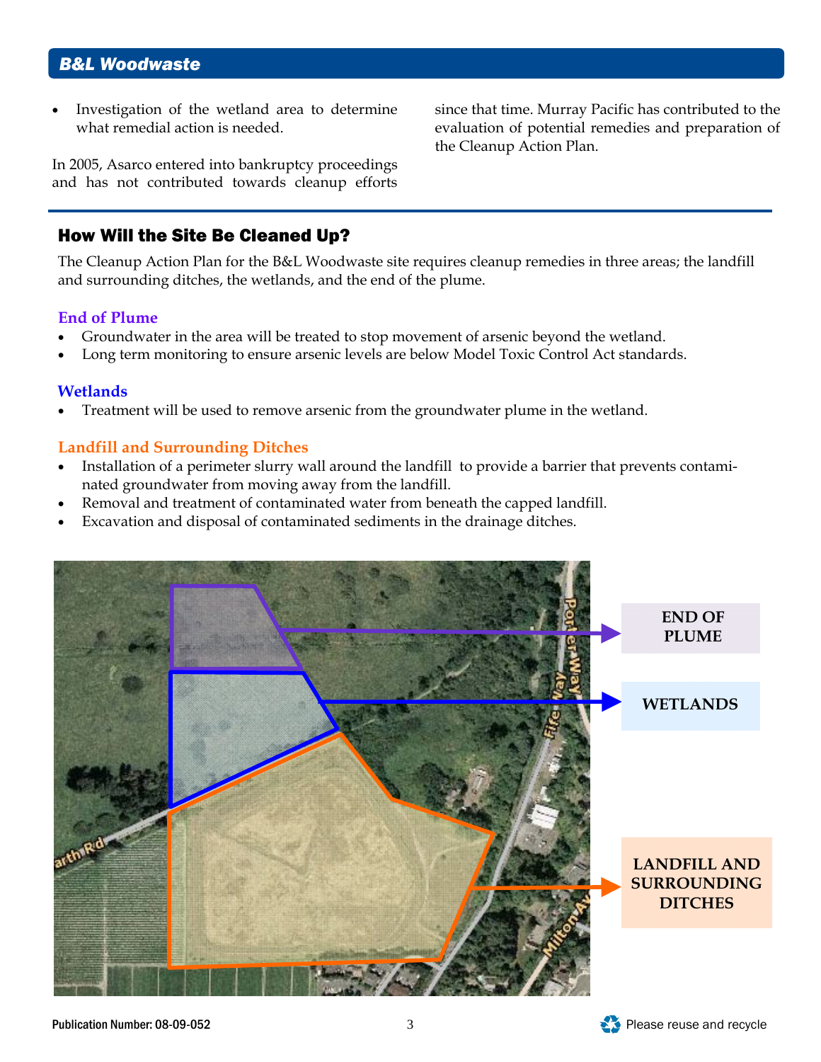- Investigation of the wetland area to determine what remedial action is needed.

In 2005, Asarco entered into bankruptcy proceedings and has not contributed towards cleanup efforts since that time. Murray Pacific has contributed to the evaluation of potential remedies and preparation of the Cleanup Action Plan.

## How Will the Site Be Cleaned Up?

The Cleanup Action Plan for the B&L Woodwaste site requires cleanup remedies in three areas; the landfill and surrounding ditches, the wetlands, and the end of the plume.

### End of Plume

- Groundwater in the area will be treated to stop movement of arsenic beyond the wetland.
- Long term monitoring to ensure arsenic levels are below Model Toxic Control Act standards.

### Wetlands

- Treatment will be used to remove arsenic from the groundwater plume in the wetland.

### Landfill and Surrounding Ditches

- Installation of a perimeter slurry wall around the landfill to provide a barrier that prevents contaminated groundwater from moving away from the landfill.
- Removal and treatment of contaminated water from beneath the capped landfill.
- Excavation and disposal of contaminated sediments in the drainage ditches.

END OF PLUME

WETLANDS

LANDFILL AND SURROUNDING DITCHES

Publication Number: 08-09-052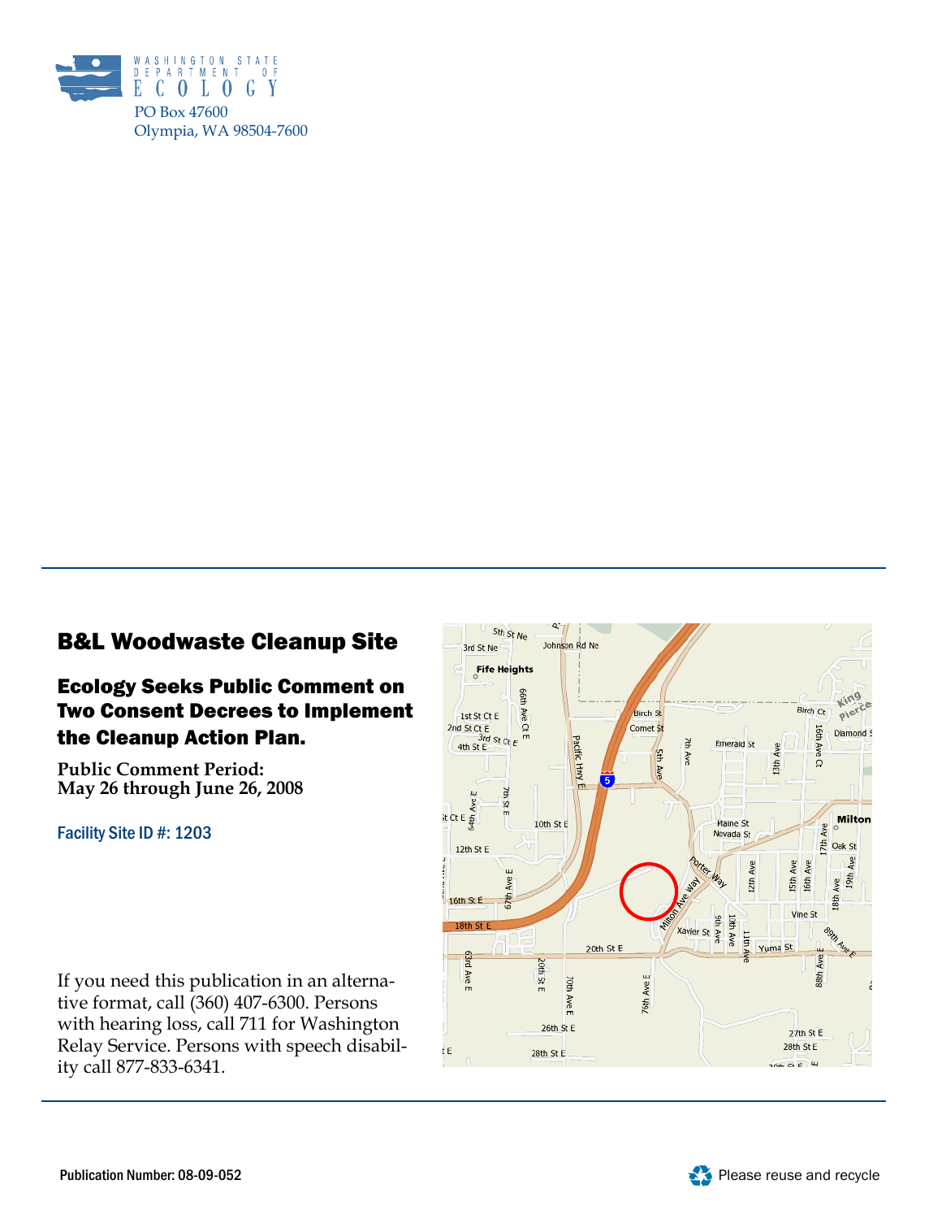WASHINGTON STATE DEPARTMENT OF ECOLOGY
PO Box 47600
Olympia, WA 98504-7600

## B&L Woodwaste Cleanup Site

### Ecology Seeks Public Comment on Two Consent Decrees to Implement the Cleanup Action Plan.

**Public Comment Period:**
**May 26 through June 26, 2008**

Facility Site ID #: 1203

If you need this publication in an alternative format, call (360) 407-6300. Persons with hearing loss, call 711 for Washington Relay Service. Persons with speech disability call 877-833-6341.

Publication Number: 08-09-052

Please reuse and recycle